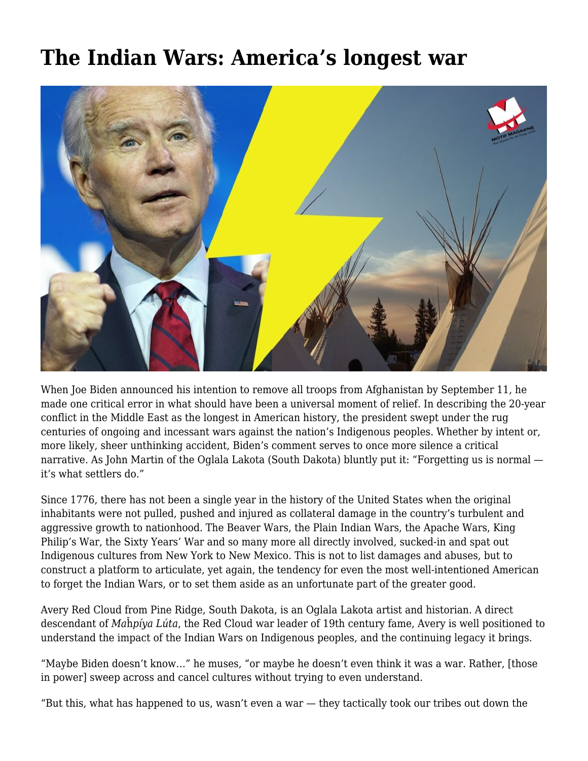# The Indian Wars: America's longest war

When Joe Biden announced his intention to remove all troops from Afghanistan by September 11, he made one critical error in what should have been a universal moment of relief. In describing the 20-year conflict in the Middle East as the longest in American history, the president swept under the rug centuries of ongoing and incessant wars against the nation's Indigenous peoples. Whether by intent or, more likely, sheer unthinking accident, Biden's comment serves to once more silence a critical narrative. As John Martin of the Oglala Lakota (South Dakota) bluntly put it: "Forgetting us is normal — it's what settlers do."

Since 1776, there has not been a single year in the history of the United States when the original inhabitants were not pulled, pushed and injured as collateral damage in the country's turbulent and aggressive growth to nationhood. The Beaver Wars, the Plain Indian Wars, the Apache Wars, King Philip's War, the Sixty Years' War and so many more all directly involved, sucked-in and spat out Indigenous cultures from New York to New Mexico. This is not to list damages and abuses, but to construct a platform to articulate, yet again, the tendency for even the most well-intentioned American to forget the Indian Wars, or to set them aside as an unfortunate part of the greater good.

Avery Red Cloud from Pine Ridge, South Dakota, is an Oglala Lakota artist and historian. A direct descendant of *Maȟpíya Lúta*, the Red Cloud war leader of 19th century fame, Avery is well positioned to understand the impact of the Indian Wars on Indigenous peoples, and the continuing legacy it brings.

"Maybe Biden doesn't know…" he muses, "or maybe he doesn't even think it was a war. Rather, [those in power] sweep across and cancel cultures without trying to even understand.

"But this, what has happened to us, wasn't even a war — they tactically took our tribes out down the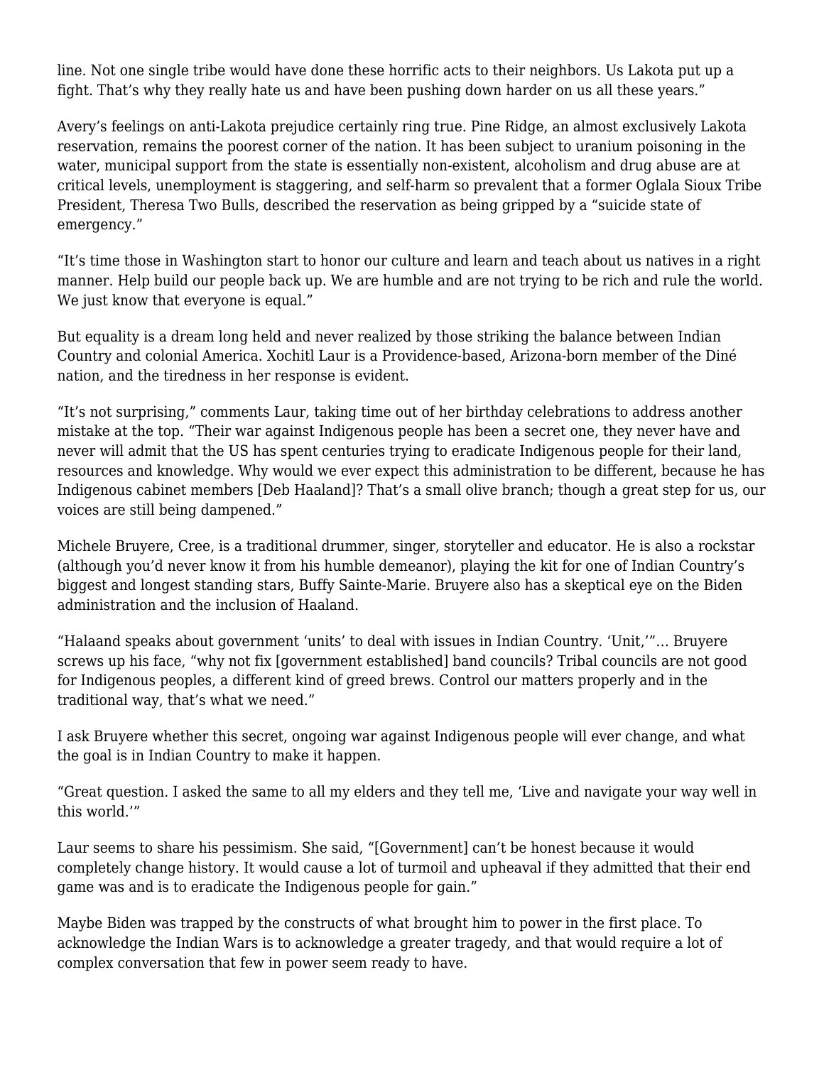line. Not one single tribe would have done these horrific acts to their neighbors. Us Lakota put up a fight. That's why they really hate us and have been pushing down harder on us all these years."

Avery's feelings on anti-Lakota prejudice certainly ring true. Pine Ridge, an almost exclusively Lakota reservation, remains the poorest corner of the nation. It has been subject to uranium poisoning in the water, municipal support from the state is essentially non-existent, alcoholism and drug abuse are at critical levels, unemployment is staggering, and self-harm so prevalent that a former Oglala Sioux Tribe President, Theresa Two Bulls, described the reservation as being gripped by a "suicide state of emergency."

"It's time those in Washington start to honor our culture and learn and teach about us natives in a right manner. Help build our people back up. We are humble and are not trying to be rich and rule the world. We just know that everyone is equal."

But equality is a dream long held and never realized by those striking the balance between Indian Country and colonial America. Xochitl Laur is a Providence-based, Arizona-born member of the Diné nation, and the tiredness in her response is evident.

"It's not surprising," comments Laur, taking time out of her birthday celebrations to address another mistake at the top. "Their war against Indigenous people has been a secret one, they never have and never will admit that the US has spent centuries trying to eradicate Indigenous people for their land, resources and knowledge. Why would we ever expect this administration to be different, because he has Indigenous cabinet members [Deb Haaland]? That's a small olive branch; though a great step for us, our voices are still being dampened."

Michele Bruyere, Cree, is a traditional drummer, singer, storyteller and educator. He is also a rockstar (although you'd never know it from his humble demeanor), playing the kit for one of Indian Country's biggest and longest standing stars, Buffy Sainte-Marie. Bruyere also has a skeptical eye on the Biden administration and the inclusion of Haaland.

"Halaand speaks about government 'units' to deal with issues in Indian Country. 'Unit,'"… Bruyere screws up his face, "why not fix [government established] band councils? Tribal councils are not good for Indigenous peoples, a different kind of greed brews. Control our matters properly and in the traditional way, that's what we need."

I ask Bruyere whether this secret, ongoing war against Indigenous people will ever change, and what the goal is in Indian Country to make it happen.

"Great question. I asked the same to all my elders and they tell me, 'Live and navigate your way well in this world.'"

Laur seems to share his pessimism. She said, "[Government] can't be honest because it would completely change history. It would cause a lot of turmoil and upheaval if they admitted that their end game was and is to eradicate the Indigenous people for gain."

Maybe Biden was trapped by the constructs of what brought him to power in the first place. To acknowledge the Indian Wars is to acknowledge a greater tragedy, and that would require a lot of complex conversation that few in power seem ready to have.